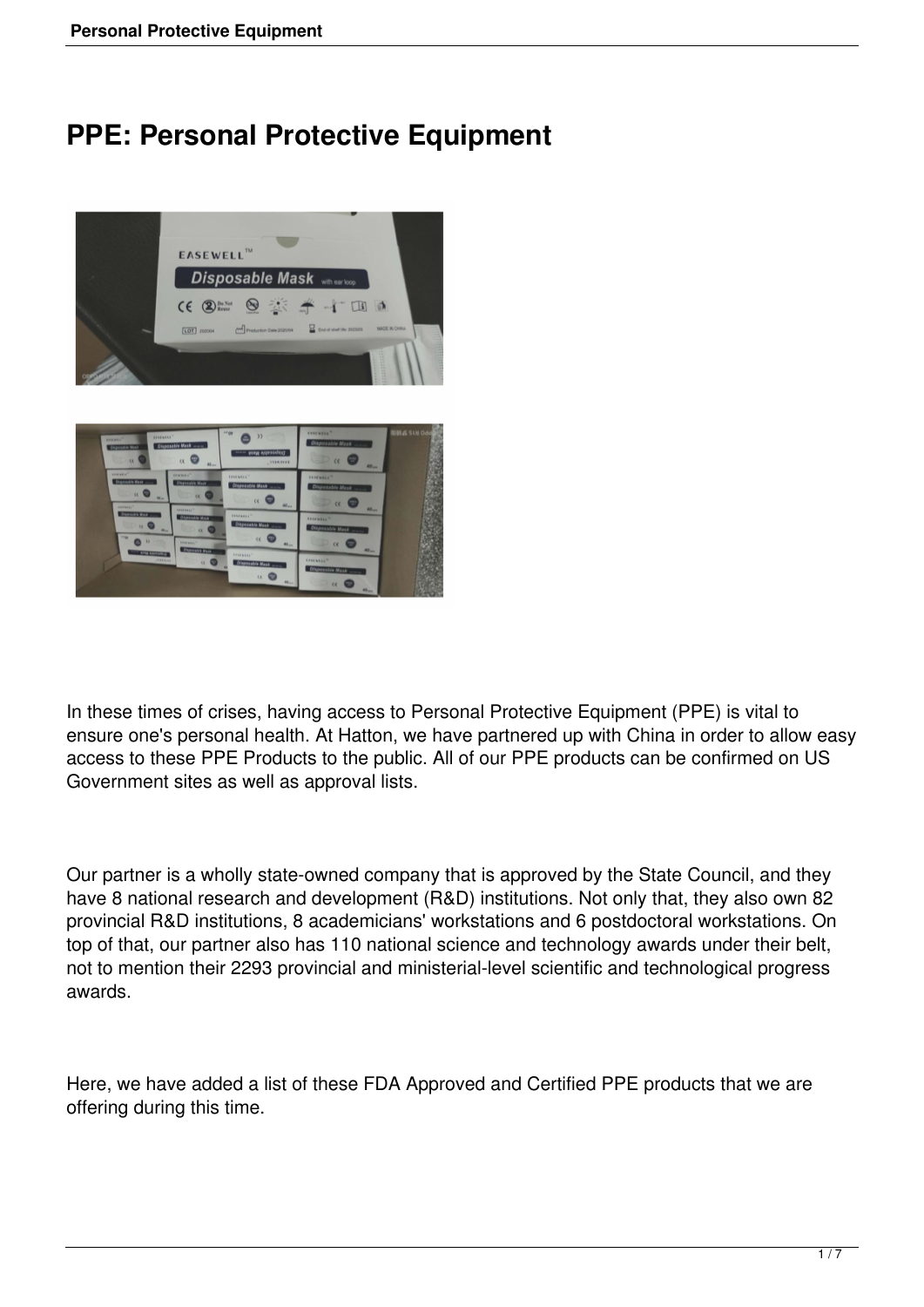# PPE: Personal Protective Equipment

In these times of crises, having access to Personal Protective Equipment (PPE) is vital to ensure one's personal health. At Hatton, we have partnered up with China in order to allow easy access to these PPE Products to the public. All of our PPE products can be confirmed on US Government sites as well as approval lists.

Our partner is a wholly state-owned company that is approved by the State Council, and they have 8 national research and development (R&D) institutions. Not only that, they also own 82 provincial R&D institutions, 8 academicians' workstations and 6 postdoctoral workstations. On top of that, our partner also has 110 national science and technology awards under their belt, not to mention their 2293 provincial and ministerial-level scientific and technological progress awards.

Here, we have added a list of these FDA Approved and Certified PPE products that we are offering during this time.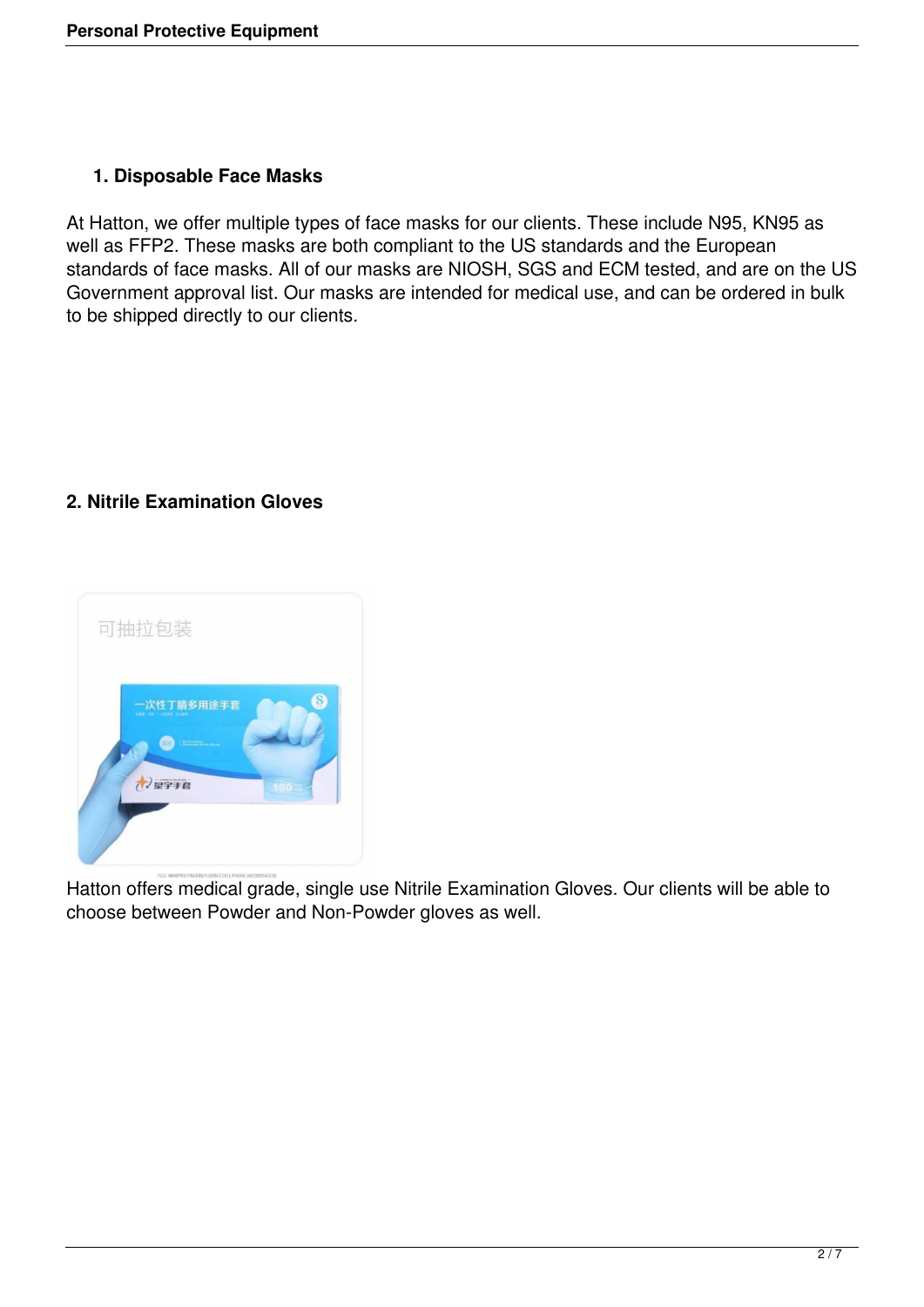## 1. Disposable Face Masks

At Hatton, we offer multiple types of face masks for our clients. These include N95, KN95 as well as FFP2. These masks are both compliant to the US standards and the European standards of face masks. All of our masks are NIOSH, SGS and ECM tested, and are on the US Government approval list. Our masks are intended for medical use, and can be ordered in bulk to be shipped directly to our clients.

## 2. Nitrile Examination Gloves

Hatton offers medical grade, single use Nitrile Examination Gloves. Our clients will be able to choose between Powder and Non-Powder gloves as well.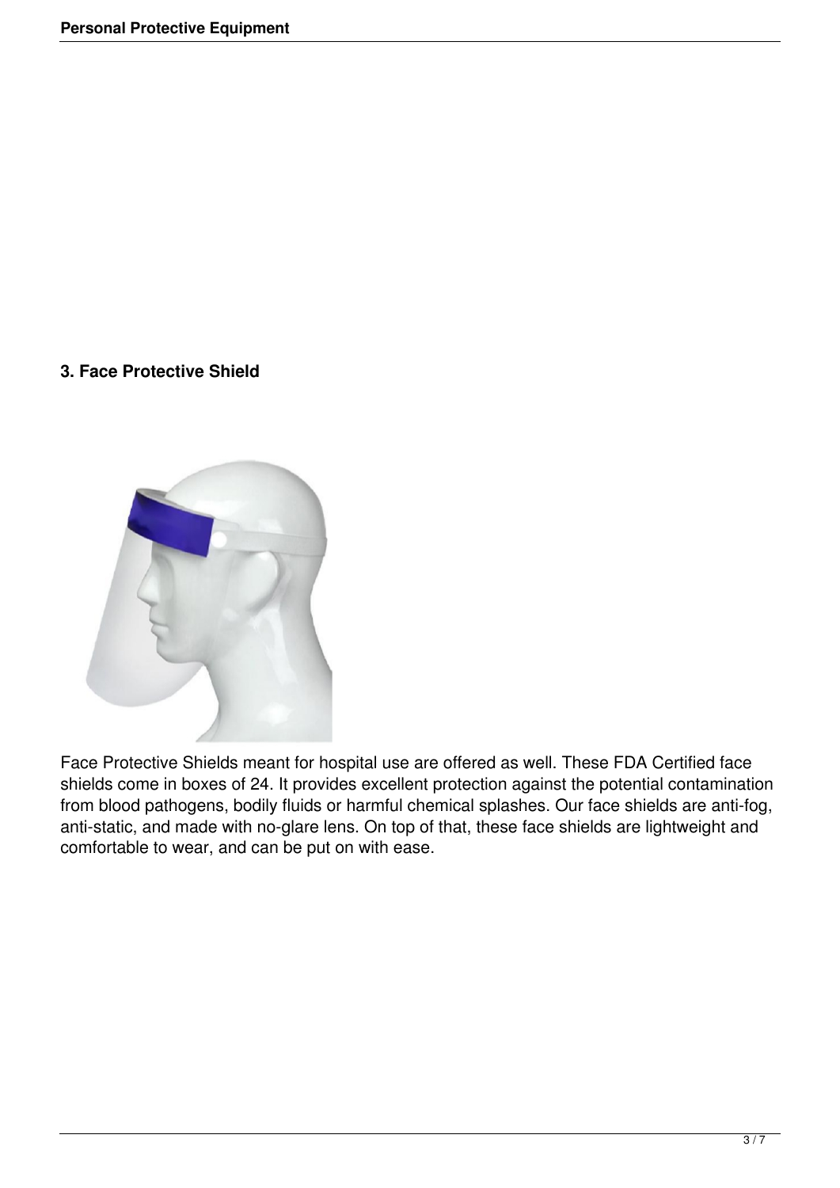### 3. Face Protective Shield

Face Protective Shields meant for hospital use are offered as well. These FDA Certified face shields come in boxes of 24. It provides excellent protection against the potential contamination from blood pathogens, bodily fluids or harmful chemical splashes. Our face shields are anti-fog, anti-static, and made with no-glare lens. On top of that, these face shields are lightweight and comfortable to wear, and can be put on with ease.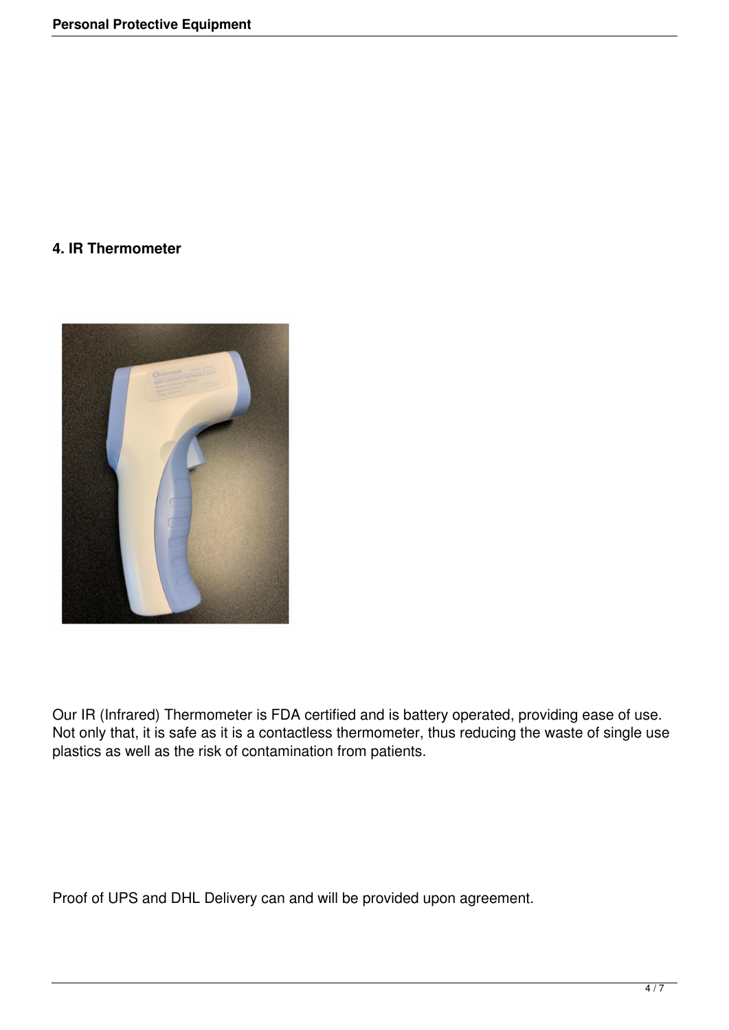## 4. IR Thermometer

Our IR (Infrared) Thermometer is FDA certified and is battery operated, providing ease of use. Not only that, it is safe as it is a contactless thermometer, thus reducing the waste of single use plastics as well as the risk of contamination from patients.

Proof of UPS and DHL Delivery can and will be provided upon agreement.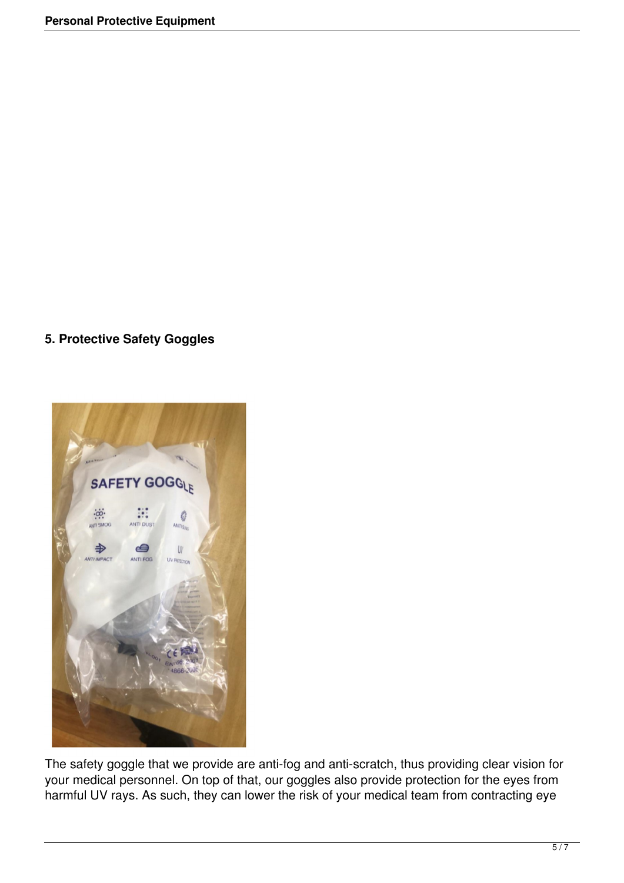## 5. Protective Safety Goggles

The safety goggle that we provide are anti-fog and anti-scratch, thus providing clear vision for your medical personnel. On top of that, our goggles also provide protection for the eyes from harmful UV rays. As such, they can lower the risk of your medical team from contracting eye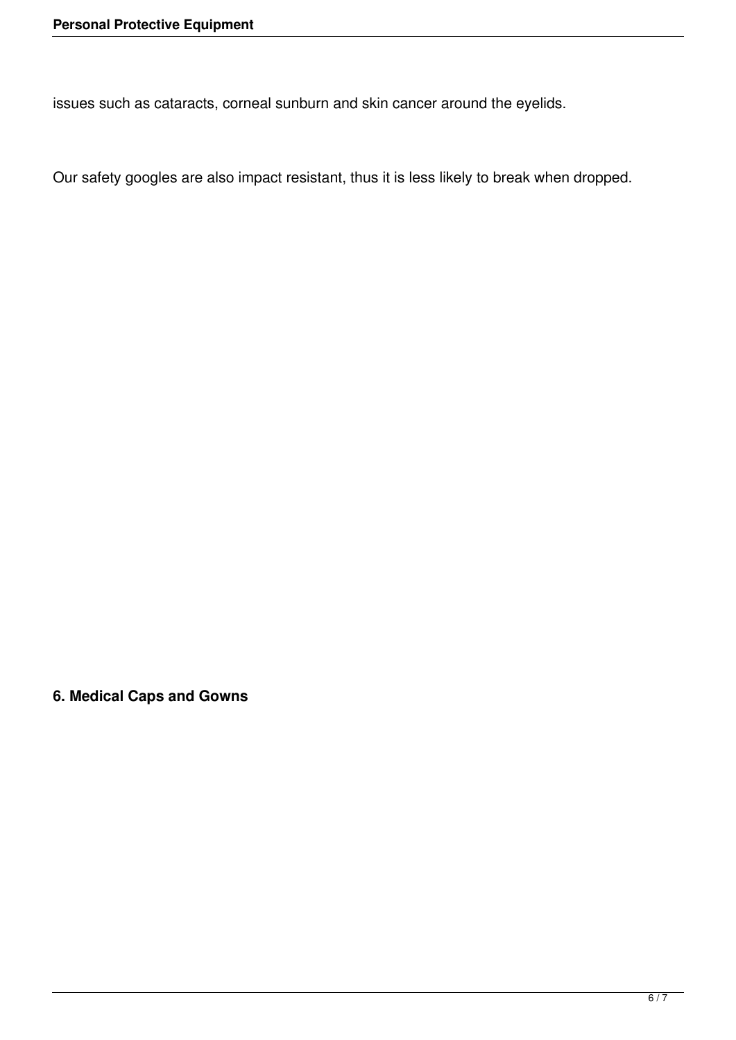issues such as cataracts, corneal sunburn and skin cancer around the eyelids.

Our safety googles are also impact resistant, thus it is less likely to break when dropped.

**6. Medical Caps and Gowns**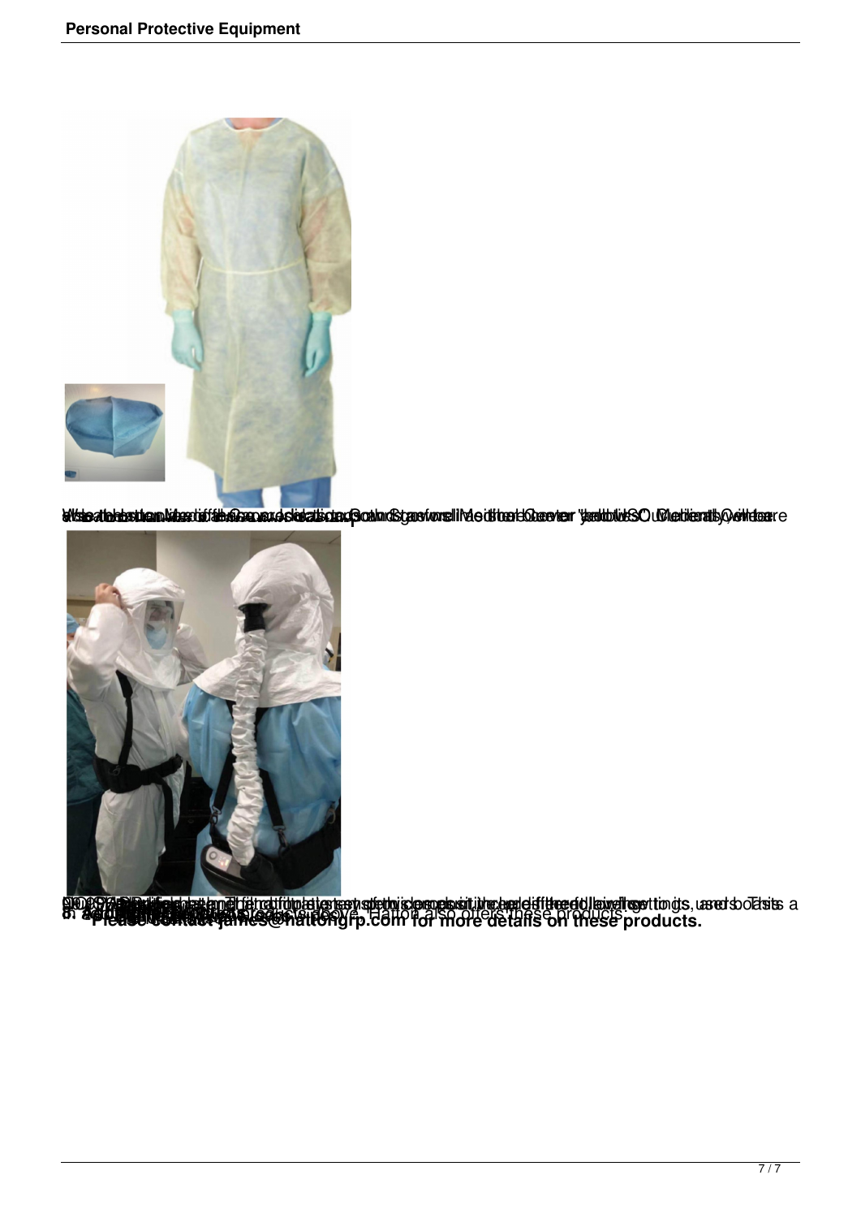Hatton also offers these products.

**Please contact james@hattongrp.com for more details on these products.**